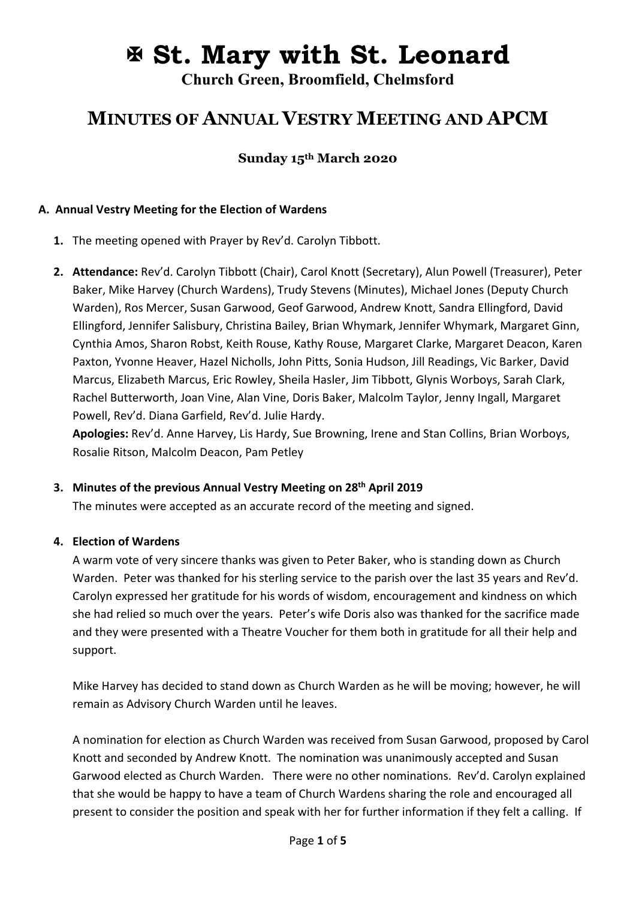# ✠ St. Mary with St. Leonard

**Church Green, Broomfield, Chelmsford**

## MINUTES OF ANNUAL VESTRY MEETING AND APCM

**Sunday 15th March 2020**

### A. Annual Vestry Meeting for the Election of Wardens

1. The meeting opened with Prayer by Rev'd. Carolyn Tibbott.

2. **Attendance:** Rev'd. Carolyn Tibbott (Chair), Carol Knott (Secretary), Alun Powell (Treasurer), Peter Baker, Mike Harvey (Church Wardens), Trudy Stevens (Minutes), Michael Jones (Deputy Church Warden), Ros Mercer, Susan Garwood, Geof Garwood, Andrew Knott, Sandra Ellingford, David Ellingford, Jennifer Salisbury, Christina Bailey, Brian Whymark, Jennifer Whymark, Margaret Ginn, Cynthia Amos, Sharon Robst, Keith Rouse, Kathy Rouse, Margaret Clarke, Margaret Deacon, Karen Paxton, Yvonne Heaver, Hazel Nicholls, John Pitts, Sonia Hudson, Jill Readings, Vic Barker, David Marcus, Elizabeth Marcus, Eric Rowley, Sheila Hasler, Jim Tibbott, Glynis Worboys, Sarah Clark, Rachel Butterworth, Joan Vine, Alan Vine, Doris Baker, Malcolm Taylor, Jenny Ingall, Margaret Powell, Rev'd. Diana Garfield, Rev'd. Julie Hardy.

   **Apologies:** Rev'd. Anne Harvey, Lis Hardy, Sue Browning, Irene and Stan Collins, Brian Worboys, Rosalie Ritson, Malcolm Deacon, Pam Petley

3. **Minutes of the previous Annual Vestry Meeting on 28th April 2019**

   The minutes were accepted as an accurate record of the meeting and signed.

4. **Election of Wardens**

   A warm vote of very sincere thanks was given to Peter Baker, who is standing down as Church Warden. Peter was thanked for his sterling service to the parish over the last 35 years and Rev'd. Carolyn expressed her gratitude for his words of wisdom, encouragement and kindness on which she had relied so much over the years. Peter's wife Doris also was thanked for the sacrifice made and they were presented with a Theatre Voucher for them both in gratitude for all their help and support.

   Mike Harvey has decided to stand down as Church Warden as he will be moving; however, he will remain as Advisory Church Warden until he leaves.

   A nomination for election as Church Warden was received from Susan Garwood, proposed by Carol Knott and seconded by Andrew Knott. The nomination was unanimously accepted and Susan Garwood elected as Church Warden. There were no other nominations. Rev'd. Carolyn explained that she would be happy to have a team of Church Wardens sharing the role and encouraged all present to consider the position and speak with her for further information if they felt a calling. If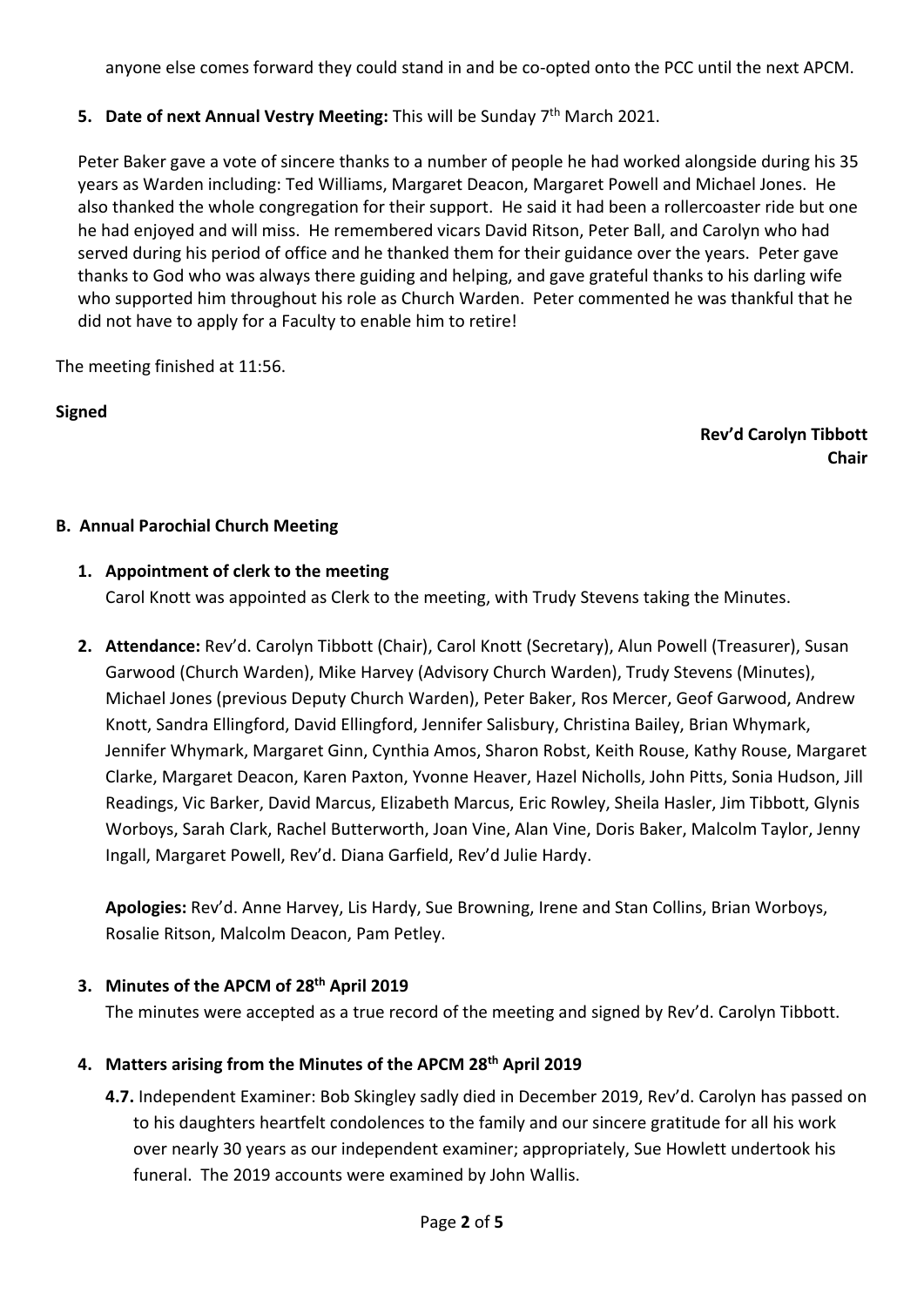anyone else comes forward they could stand in and be co-opted onto the PCC until the next APCM.

5. **Date of next Annual Vestry Meeting:** This will be Sunday 7th March 2021.

Peter Baker gave a vote of sincere thanks to a number of people he had worked alongside during his 35 years as Warden including: Ted Williams, Margaret Deacon, Margaret Powell and Michael Jones. He also thanked the whole congregation for their support. He said it had been a rollercoaster ride but one he had enjoyed and will miss. He remembered vicars David Ritson, Peter Ball, and Carolyn who had served during his period of office and he thanked them for their guidance over the years. Peter gave thanks to God who was always there guiding and helping, and gave grateful thanks to his darling wife who supported him throughout his role as Church Warden. Peter commented he was thankful that he did not have to apply for a Faculty to enable him to retire!

The meeting finished at 11:56.

**Signed**

**Rev'd Carolyn Tibbott**
**Chair**

## B. Annual Parochial Church Meeting

1. **Appointment of clerk to the meeting**
   Carol Knott was appointed as Clerk to the meeting, with Trudy Stevens taking the Minutes.

2. **Attendance:** Rev'd. Carolyn Tibbott (Chair), Carol Knott (Secretary), Alun Powell (Treasurer), Susan Garwood (Church Warden), Mike Harvey (Advisory Church Warden), Trudy Stevens (Minutes), Michael Jones (previous Deputy Church Warden), Peter Baker, Ros Mercer, Geof Garwood, Andrew Knott, Sandra Ellingford, David Ellingford, Jennifer Salisbury, Christina Bailey, Brian Whymark, Jennifer Whymark, Margaret Ginn, Cynthia Amos, Sharon Robst, Keith Rouse, Kathy Rouse, Margaret Clarke, Margaret Deacon, Karen Paxton, Yvonne Heaver, Hazel Nicholls, John Pitts, Sonia Hudson, Jill Readings, Vic Barker, David Marcus, Elizabeth Marcus, Eric Rowley, Sheila Hasler, Jim Tibbott, Glynis Worboys, Sarah Clark, Rachel Butterworth, Joan Vine, Alan Vine, Doris Baker, Malcolm Taylor, Jenny Ingall, Margaret Powell, Rev'd. Diana Garfield, Rev'd Julie Hardy.

   **Apologies:** Rev'd. Anne Harvey, Lis Hardy, Sue Browning, Irene and Stan Collins, Brian Worboys, Rosalie Ritson, Malcolm Deacon, Pam Petley.

3. **Minutes of the APCM of 28th April 2019**
   The minutes were accepted as a true record of the meeting and signed by Rev'd. Carolyn Tibbott.

4. **Matters arising from the Minutes of the APCM 28th April 2019**
   **4.7.** Independent Examiner: Bob Skingley sadly died in December 2019, Rev'd. Carolyn has passed on to his daughters heartfelt condolences to the family and our sincere gratitude for all his work over nearly 30 years as our independent examiner; appropriately, Sue Howlett undertook his funeral. The 2019 accounts were examined by John Wallis.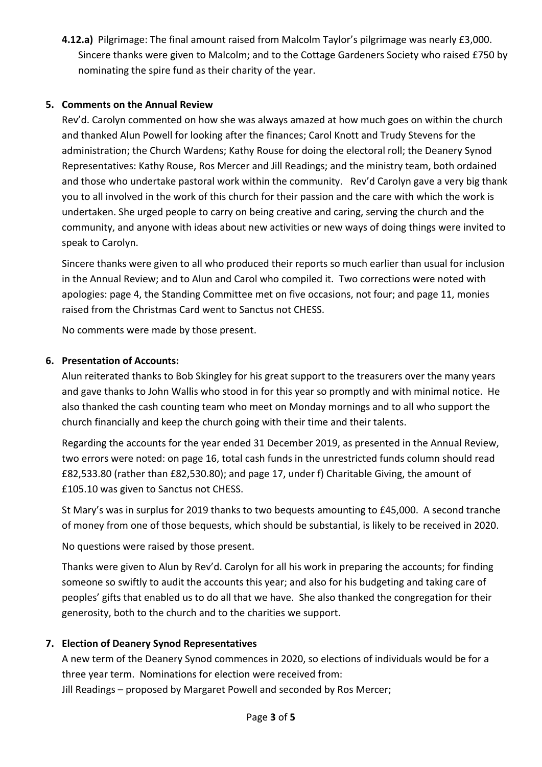**4.12.a)** Pilgrimage: The final amount raised from Malcolm Taylor's pilgrimage was nearly £3,000. Sincere thanks were given to Malcolm; and to the Cottage Gardeners Society who raised £750 by nominating the spire fund as their charity of the year.

**5. Comments on the Annual Review**

Rev'd. Carolyn commented on how she was always amazed at how much goes on within the church and thanked Alun Powell for looking after the finances; Carol Knott and Trudy Stevens for the administration; the Church Wardens; Kathy Rouse for doing the electoral roll; the Deanery Synod Representatives: Kathy Rouse, Ros Mercer and Jill Readings; and the ministry team, both ordained and those who undertake pastoral work within the community. Rev'd Carolyn gave a very big thank you to all involved in the work of this church for their passion and the care with which the work is undertaken. She urged people to carry on being creative and caring, serving the church and the community, and anyone with ideas about new activities or new ways of doing things were invited to speak to Carolyn.

Sincere thanks were given to all who produced their reports so much earlier than usual for inclusion in the Annual Review; and to Alun and Carol who compiled it. Two corrections were noted with apologies: page 4, the Standing Committee met on five occasions, not four; and page 11, monies raised from the Christmas Card went to Sanctus not CHESS.

No comments were made by those present.

**6. Presentation of Accounts:**

Alun reiterated thanks to Bob Skingley for his great support to the treasurers over the many years and gave thanks to John Wallis who stood in for this year so promptly and with minimal notice. He also thanked the cash counting team who meet on Monday mornings and to all who support the church financially and keep the church going with their time and their talents.

Regarding the accounts for the year ended 31 December 2019, as presented in the Annual Review, two errors were noted: on page 16, total cash funds in the unrestricted funds column should read £82,533.80 (rather than £82,530.80); and page 17, under f) Charitable Giving, the amount of £105.10 was given to Sanctus not CHESS.

St Mary's was in surplus for 2019 thanks to two bequests amounting to £45,000. A second tranche of money from one of those bequests, which should be substantial, is likely to be received in 2020.

No questions were raised by those present.

Thanks were given to Alun by Rev'd. Carolyn for all his work in preparing the accounts; for finding someone so swiftly to audit the accounts this year; and also for his budgeting and taking care of peoples' gifts that enabled us to do all that we have. She also thanked the congregation for their generosity, both to the church and to the charities we support.

**7. Election of Deanery Synod Representatives**

A new term of the Deanery Synod commences in 2020, so elections of individuals would be for a three year term. Nominations for election were received from:

Jill Readings – proposed by Margaret Powell and seconded by Ros Mercer;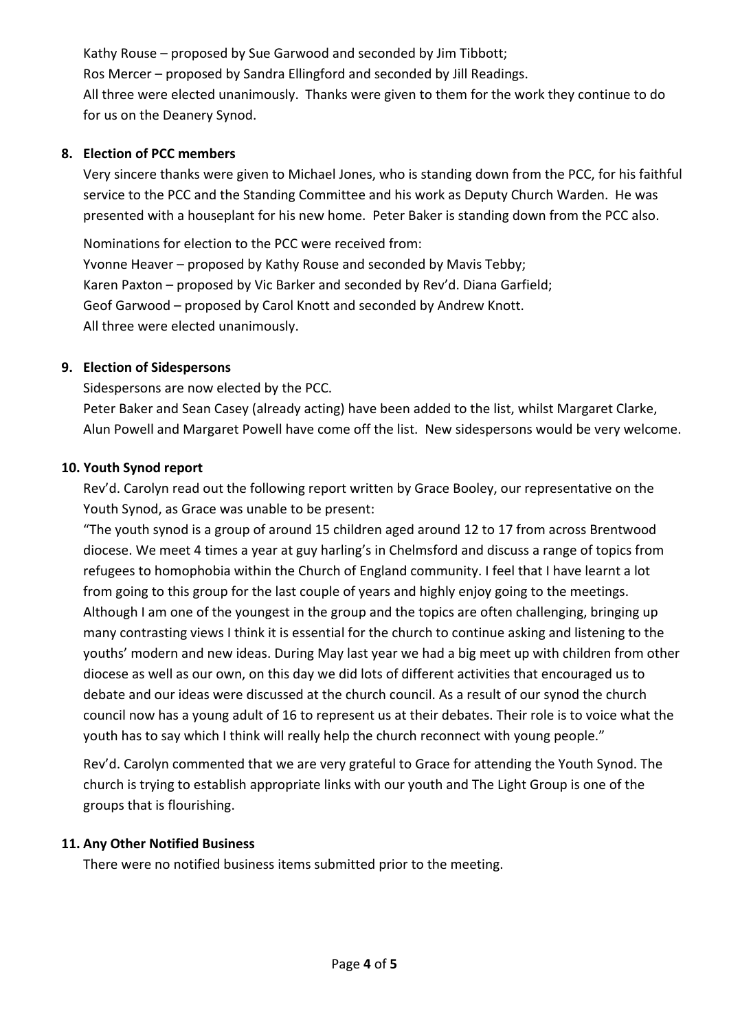Kathy Rouse – proposed by Sue Garwood and seconded by Jim Tibbott;
Ros Mercer – proposed by Sandra Ellingford and seconded by Jill Readings.
All three were elected unanimously. Thanks were given to them for the work they continue to do for us on the Deanery Synod.

**8. Election of PCC members**

Very sincere thanks were given to Michael Jones, who is standing down from the PCC, for his faithful service to the PCC and the Standing Committee and his work as Deputy Church Warden. He was presented with a houseplant for his new home. Peter Baker is standing down from the PCC also.

Nominations for election to the PCC were received from:
Yvonne Heaver – proposed by Kathy Rouse and seconded by Mavis Tebby;
Karen Paxton – proposed by Vic Barker and seconded by Rev'd. Diana Garfield;
Geof Garwood – proposed by Carol Knott and seconded by Andrew Knott.
All three were elected unanimously.

**9. Election of Sidespersons**

Sidespersons are now elected by the PCC.
Peter Baker and Sean Casey (already acting) have been added to the list, whilst Margaret Clarke, Alun Powell and Margaret Powell have come off the list. New sidespersons would be very welcome.

**10. Youth Synod report**

Rev'd. Carolyn read out the following report written by Grace Booley, our representative on the Youth Synod, as Grace was unable to be present:
"The youth synod is a group of around 15 children aged around 12 to 17 from across Brentwood diocese. We meet 4 times a year at guy harling's in Chelmsford and discuss a range of topics from refugees to homophobia within the Church of England community. I feel that I have learnt a lot from going to this group for the last couple of years and highly enjoy going to the meetings. Although I am one of the youngest in the group and the topics are often challenging, bringing up many contrasting views I think it is essential for the church to continue asking and listening to the youths' modern and new ideas. During May last year we had a big meet up with children from other diocese as well as our own, on this day we did lots of different activities that encouraged us to debate and our ideas were discussed at the church council. As a result of our synod the church council now has a young adult of 16 to represent us at their debates. Their role is to voice what the youth has to say which I think will really help the church reconnect with young people."

Rev'd. Carolyn commented that we are very grateful to Grace for attending the Youth Synod. The church is trying to establish appropriate links with our youth and The Light Group is one of the groups that is flourishing.

**11. Any Other Notified Business**

There were no notified business items submitted prior to the meeting.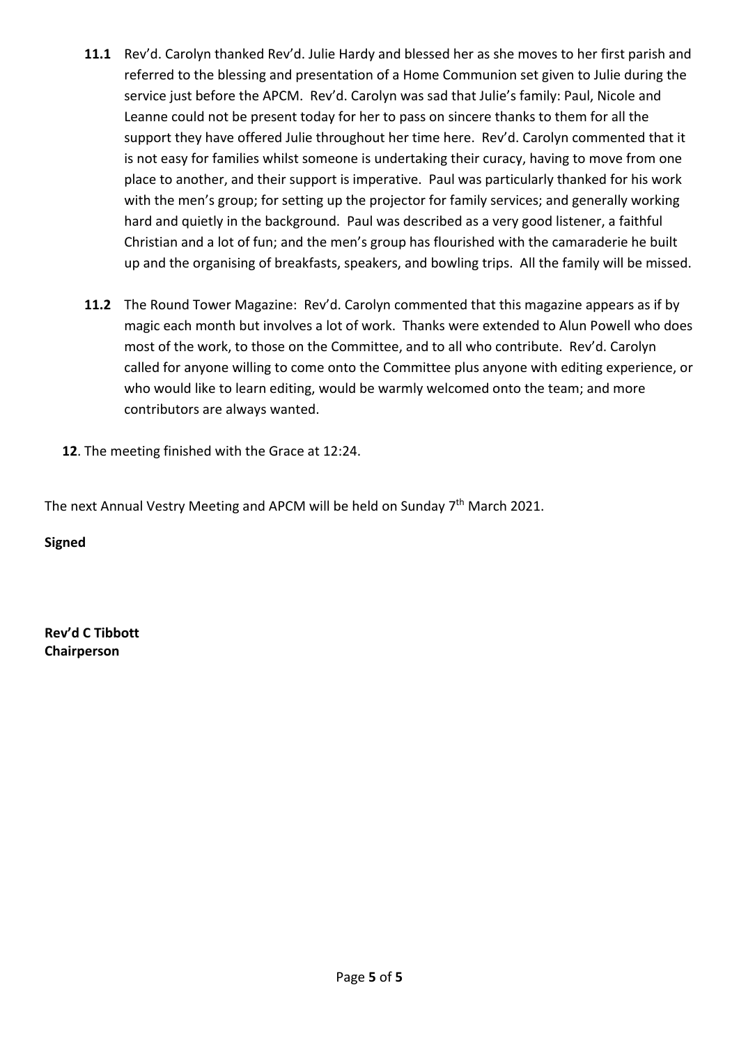**11.1** Rev'd. Carolyn thanked Rev'd. Julie Hardy and blessed her as she moves to her first parish and referred to the blessing and presentation of a Home Communion set given to Julie during the service just before the APCM. Rev'd. Carolyn was sad that Julie's family: Paul, Nicole and Leanne could not be present today for her to pass on sincere thanks to them for all the support they have offered Julie throughout her time here. Rev'd. Carolyn commented that it is not easy for families whilst someone is undertaking their curacy, having to move from one place to another, and their support is imperative. Paul was particularly thanked for his work with the men's group; for setting up the projector for family services; and generally working hard and quietly in the background. Paul was described as a very good listener, a faithful Christian and a lot of fun; and the men's group has flourished with the camaraderie he built up and the organising of breakfasts, speakers, and bowling trips. All the family will be missed.

**11.2** The Round Tower Magazine: Rev'd. Carolyn commented that this magazine appears as if by magic each month but involves a lot of work. Thanks were extended to Alun Powell who does most of the work, to those on the Committee, and to all who contribute. Rev'd. Carolyn called for anyone willing to come onto the Committee plus anyone with editing experience, or who would like to learn editing, would be warmly welcomed onto the team; and more contributors are always wanted.

**12**. The meeting finished with the Grace at 12:24.

The next Annual Vestry Meeting and APCM will be held on Sunday 7th March 2021.

**Signed**

**Rev'd C Tibbott**
**Chairperson**